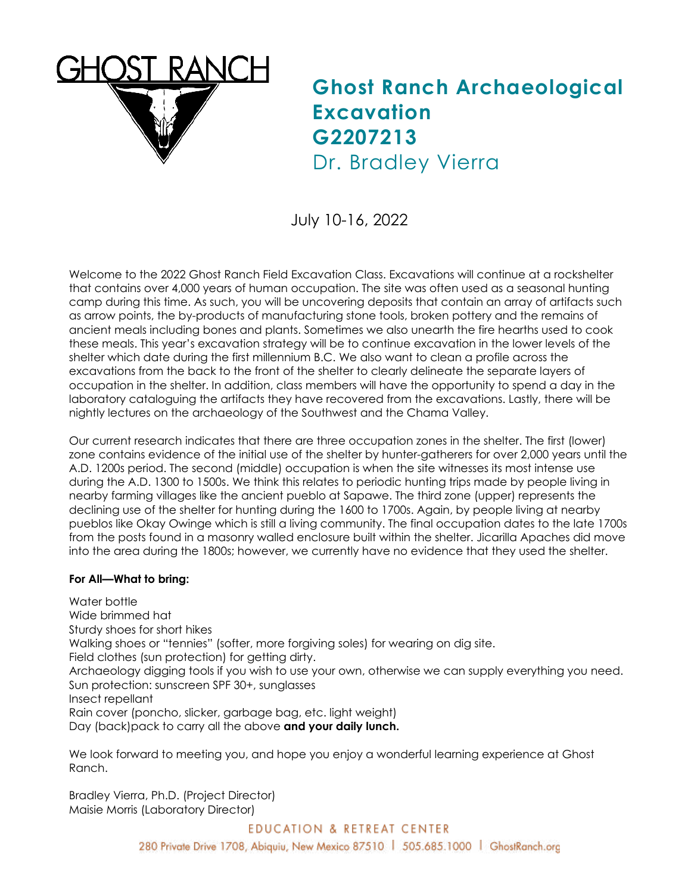GHOST RANCH

# Ghost Ranch Archaeological Excavation G2207213

## Dr. Bradley Vierra

July 10-16, 2022

Welcome to the 2022 Ghost Ranch Field Excavation Class. Excavations will continue at a rockshelter that contains over 4,000 years of human occupation. The site was often used as a seasonal hunting camp during this time. As such, you will be uncovering deposits that contain an array of artifacts such as arrow points, the by-products of manufacturing stone tools, broken pottery and the remains of ancient meals including bones and plants. Sometimes we also unearth the fire hearths used to cook these meals. This year's excavation strategy will be to continue excavation in the lower levels of the shelter which date during the first millennium B.C. We also want to clean a profile across the excavations from the back to the front of the shelter to clearly delineate the separate layers of occupation in the shelter. In addition, class members will have the opportunity to spend a day in the laboratory cataloguing the artifacts they have recovered from the excavations. Lastly, there will be nightly lectures on the archaeology of the Southwest and the Chama Valley.

Our current research indicates that there are three occupation zones in the shelter. The first (lower) zone contains evidence of the initial use of the shelter by hunter-gatherers for over 2,000 years until the A.D. 1200s period. The second (middle) occupation is when the site witnesses its most intense use during the A.D. 1300 to 1500s. We think this relates to periodic hunting trips made by people living in nearby farming villages like the ancient pueblo at Sapawe. The third zone (upper) represents the declining use of the shelter for hunting during the 1600 to 1700s. Again, by people living at nearby pueblos like Okay Owinge which is still a living community. The final occupation dates to the late 1700s from the posts found in a masonry walled enclosure built within the shelter. Jicarilla Apaches did move into the area during the 1800s; however, we currently have no evidence that they used the shelter.

**For All—What to bring:**

Water bottle
Wide brimmed hat
Sturdy shoes for short hikes
Walking shoes or "tennies" (softer, more forgiving soles) for wearing on dig site.
Field clothes (sun protection) for getting dirty.
Archaeology digging tools if you wish to use your own, otherwise we can supply everything you need.
Sun protection: sunscreen SPF 30+, sunglasses
Insect repellant
Rain cover (poncho, slicker, garbage bag, etc. light weight)
Day (back)pack to carry all the above **and your daily lunch.**

We look forward to meeting you, and hope you enjoy a wonderful learning experience at Ghost Ranch.

Bradley Vierra, Ph.D. (Project Director)
Maisie Morris (Laboratory Director)

EDUCATION & RETREAT CENTER
280 Private Drive 1708, Abiquiu, New Mexico 87510 | 505.685.1000 | GhostRanch.org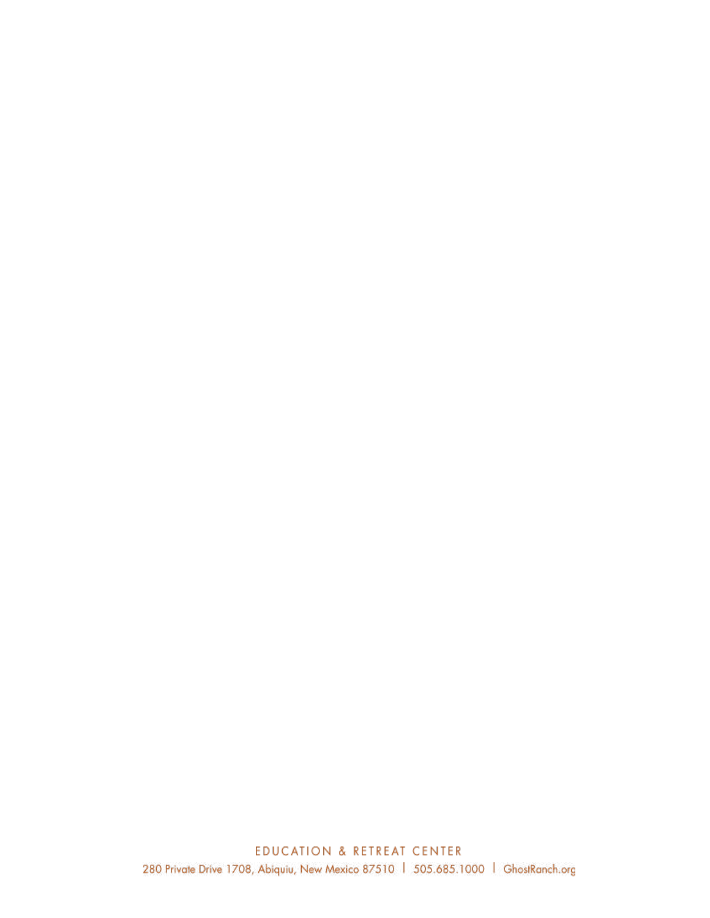EDUCATION & RETREAT CENTER

280 Private Drive 1708, Abiquiu, New Mexico 87510 | 505.685.1000 | GhostRanch.org